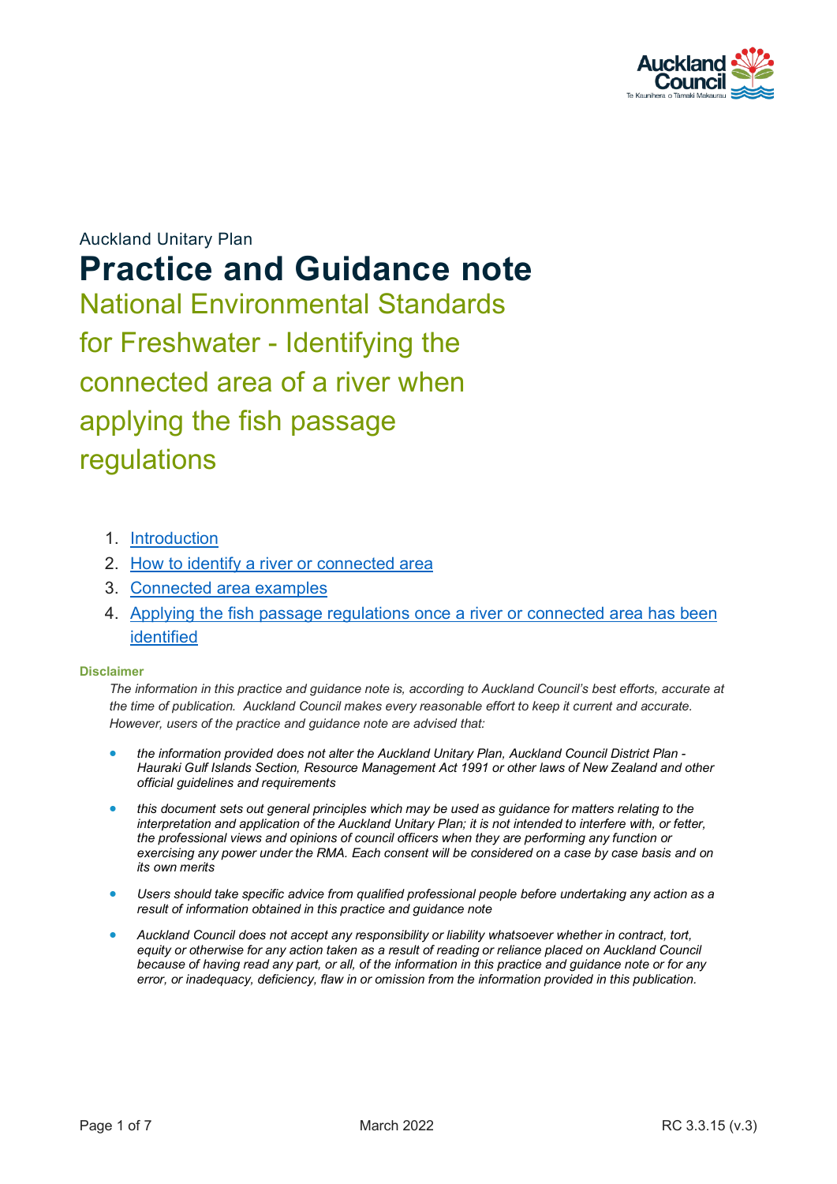Auckland Unitary Plan

# Practice and Guidance note

## National Environmental Standards for Freshwater - Identifying the connected area of a river when applying the fish passage regulations

1. Introduction
2. How to identify a river or connected area
3. Connected area examples
4. Applying the fish passage regulations once a river or connected area has been identified

**Disclaimer**

*The information in this practice and guidance note is, according to Auckland Council's best efforts, accurate at the time of publication. Auckland Council makes every reasonable effort to keep it current and accurate. However, users of the practice and guidance note are advised that:*

- *the information provided does not alter the Auckland Unitary Plan, Auckland Council District Plan - Hauraki Gulf Islands Section, Resource Management Act 1991 or other laws of New Zealand and other official guidelines and requirements*
- *this document sets out general principles which may be used as guidance for matters relating to the interpretation and application of the Auckland Unitary Plan; it is not intended to interfere with, or fetter, the professional views and opinions of council officers when they are performing any function or exercising any power under the RMA. Each consent will be considered on a case by case basis and on its own merits*
- *Users should take specific advice from qualified professional people before undertaking any action as a result of information obtained in this practice and guidance note*
- *Auckland Council does not accept any responsibility or liability whatsoever whether in contract, tort, equity or otherwise for any action taken as a result of reading or reliance placed on Auckland Council because of having read any part, or all, of the information in this practice and guidance note or for any error, or inadequacy, deficiency, flaw in or omission from the information provided in this publication.*

March 2022 RC 3.3.15 (v.3)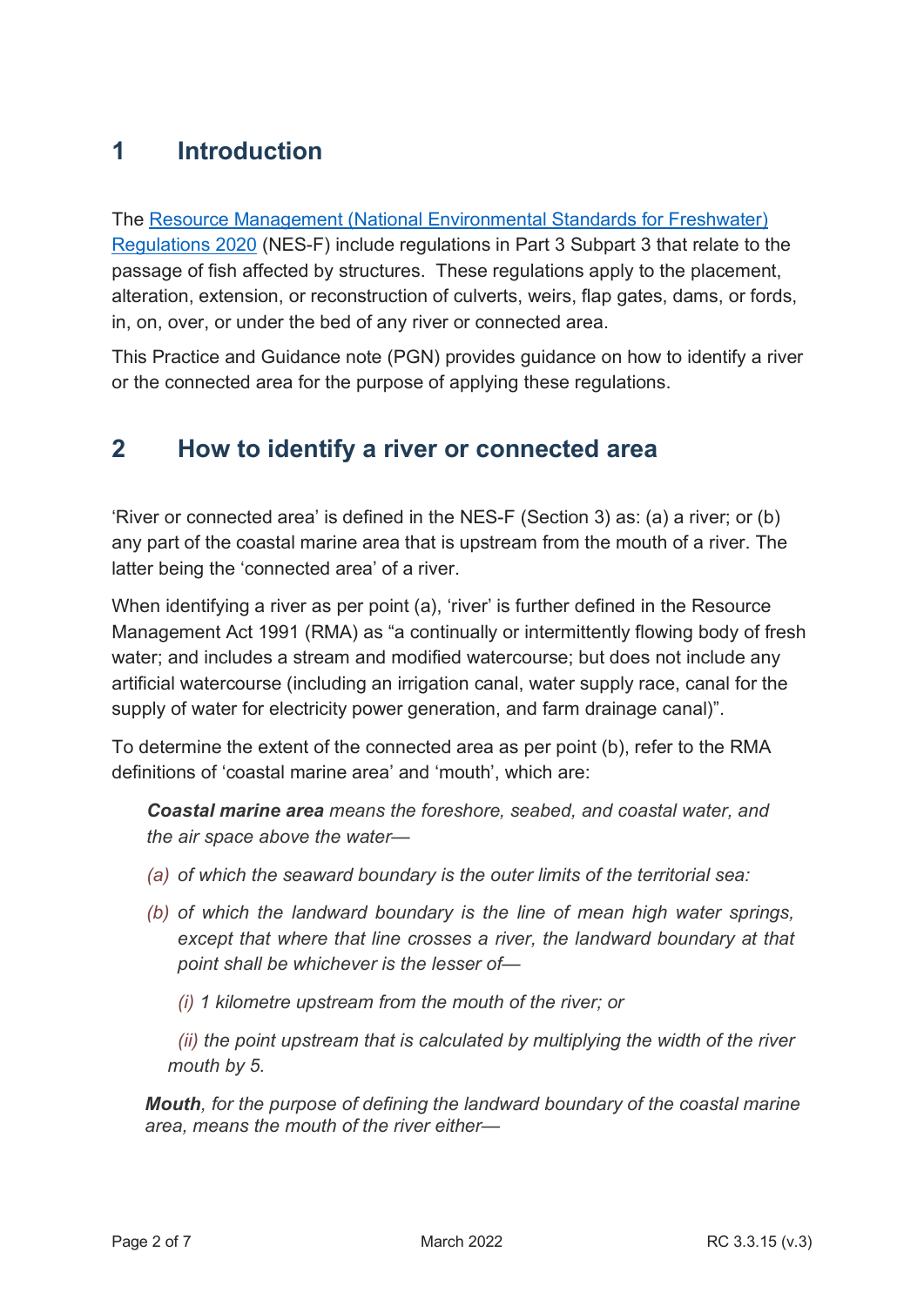## 1 Introduction

The [Resource Management (National Environmental Standards for Freshwater) Regulations 2020]() (NES-F) include regulations in Part 3 Subpart 3 that relate to the passage of fish affected by structures. These regulations apply to the placement, alteration, extension, or reconstruction of culverts, weirs, flap gates, dams, or fords, in, on, over, or under the bed of any river or connected area.

This Practice and Guidance note (PGN) provides guidance on how to identify a river or the connected area for the purpose of applying these regulations.

## 2 How to identify a river or connected area

'River or connected area' is defined in the NES-F (Section 3) as: (a) a river; or (b) any part of the coastal marine area that is upstream from the mouth of a river. The latter being the 'connected area' of a river.

When identifying a river as per point (a), 'river' is further defined in the Resource Management Act 1991 (RMA) as "a continually or intermittently flowing body of fresh water; and includes a stream and modified watercourse; but does not include any artificial watercourse (including an irrigation canal, water supply race, canal for the supply of water for electricity power generation, and farm drainage canal)".

To determine the extent of the connected area as per point (b), refer to the RMA definitions of 'coastal marine area' and 'mouth', which are:

> ***Coastal marine area*** *means the foreshore, seabed, and coastal water, and the air space above the water—*
>
> *(a) of which the seaward boundary is the outer limits of the territorial sea:*
>
> *(b) of which the landward boundary is the line of mean high water springs, except that where that line crosses a river, the landward boundary at that point shall be whichever is the lesser of—*
>
> *(i) 1 kilometre upstream from the mouth of the river; or*
>
> *(ii) the point upstream that is calculated by multiplying the width of the river mouth by 5.*
>
> ***Mouth****, for the purpose of defining the landward boundary of the coastal marine area, means the mouth of the river either—*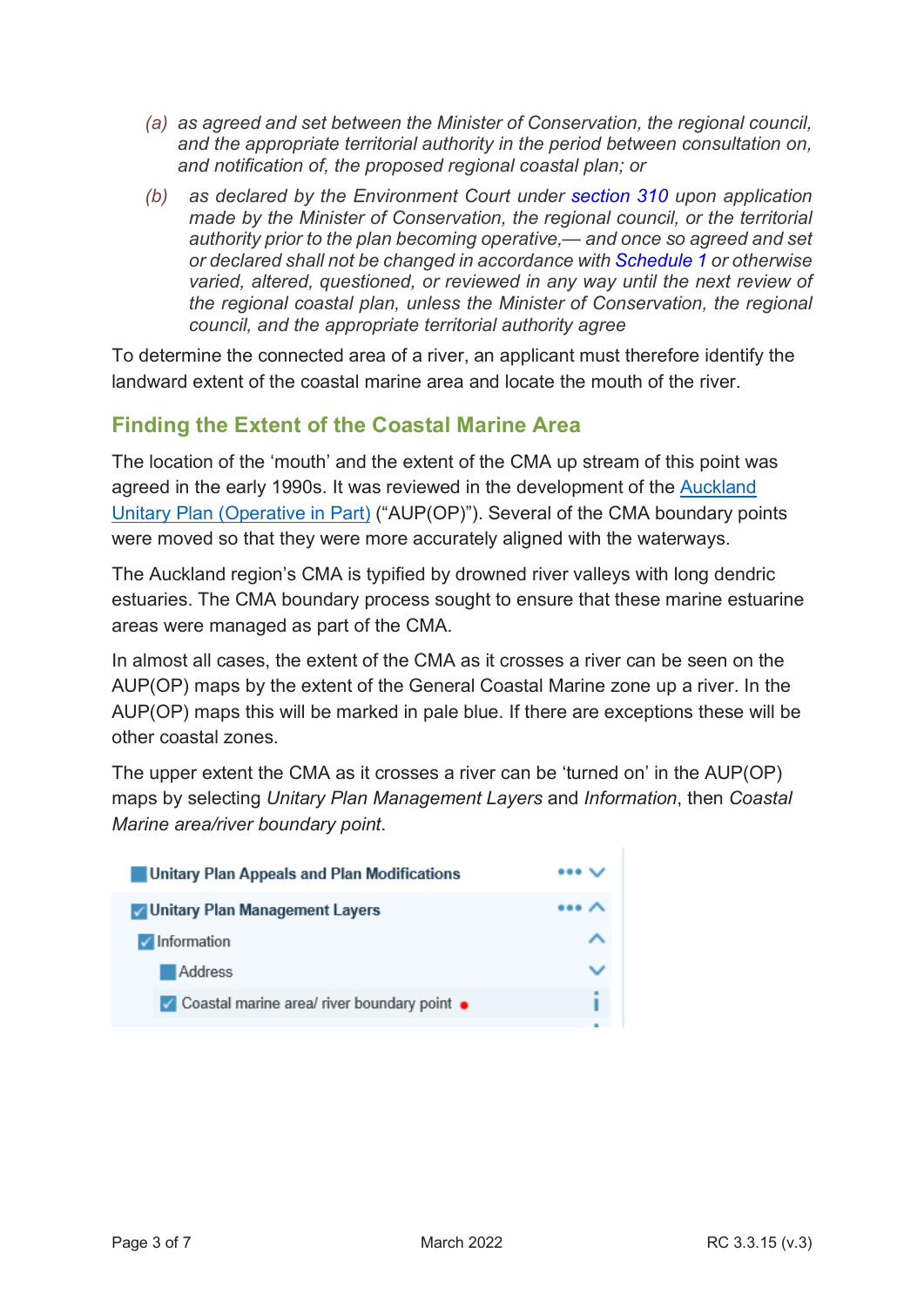*(a) as agreed and set between the Minister of Conservation, the regional council, and the appropriate territorial authority in the period between consultation on, and notification of, the proposed regional coastal plan; or*

*(b) as declared by the Environment Court under section 310 upon application made by the Minister of Conservation, the regional council, or the territorial authority prior to the plan becoming operative,— and once so agreed and set or declared shall not be changed in accordance with Schedule 1 or otherwise varied, altered, questioned, or reviewed in any way until the next review of the regional coastal plan, unless the Minister of Conservation, the regional council, and the appropriate territorial authority agree*

To determine the connected area of a river, an applicant must therefore identify the landward extent of the coastal marine area and locate the mouth of the river.

## Finding the Extent of the Coastal Marine Area

The location of the 'mouth' and the extent of the CMA up stream of this point was agreed in the early 1990s. It was reviewed in the development of the Auckland Unitary Plan (Operative in Part) ("AUP(OP)"). Several of the CMA boundary points were moved so that they were more accurately aligned with the waterways.

The Auckland region's CMA is typified by drowned river valleys with long dendric estuaries. The CMA boundary process sought to ensure that these marine estuarine areas were managed as part of the CMA.

In almost all cases, the extent of the CMA as it crosses a river can be seen on the AUP(OP) maps by the extent of the General Coastal Marine zone up a river. In the AUP(OP) maps this will be marked in pale blue. If there are exceptions these will be other coastal zones.

The upper extent the CMA as it crosses a river can be 'turned on' in the AUP(OP) maps by selecting *Unitary Plan Management Layers* and *Information*, then *Coastal Marine area/river boundary point*.

- Unitary Plan Appeals and Plan Modifications
- ☑ Unitary Plan Management Layers
  - ☑ Information
    - Address
    - ☑ Coastal marine area/ river boundary point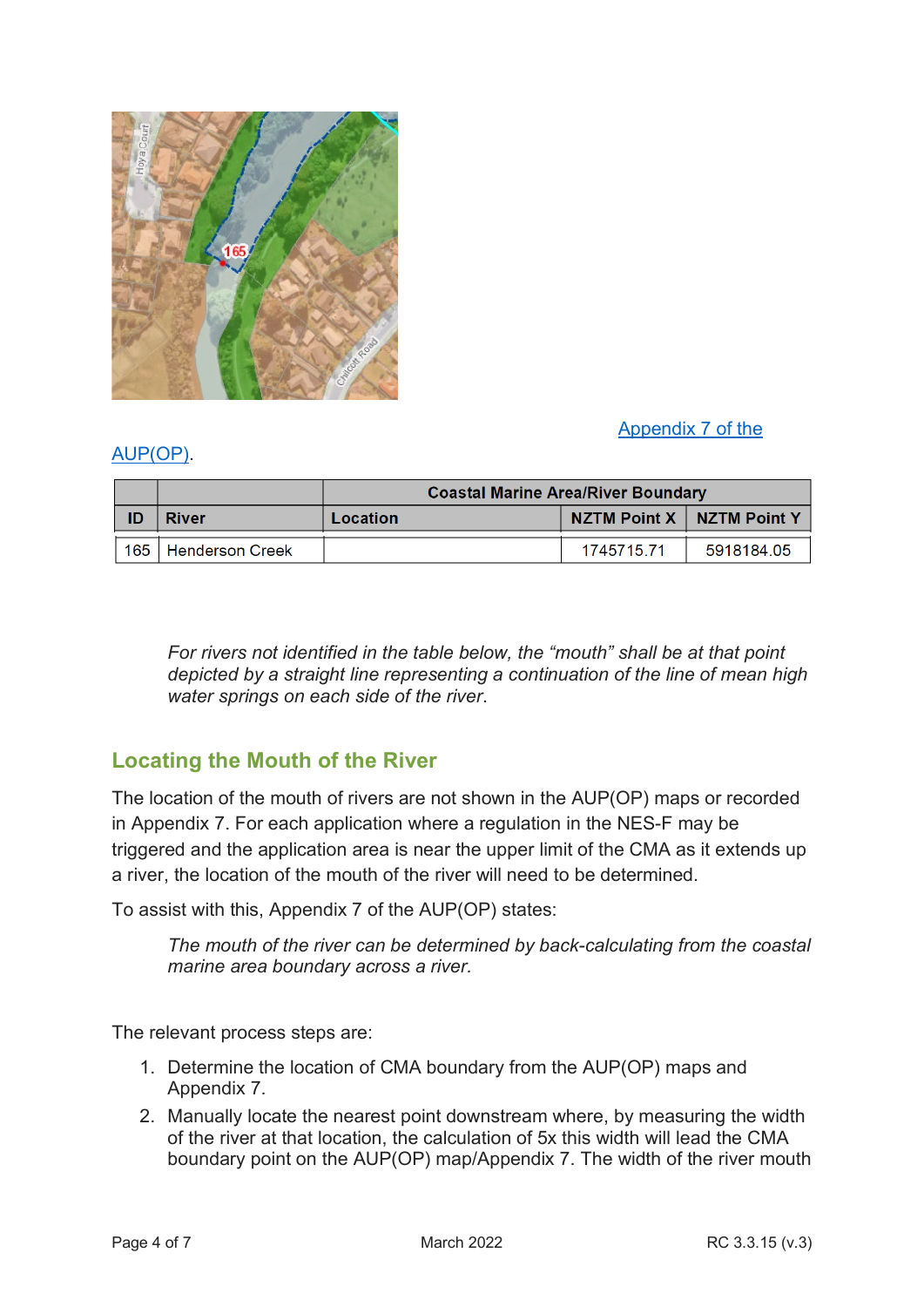Appendix 7 of the AUP(OP).

| | | Coastal Marine Area/River Boundary | | |
|---|---|---|---|---|
| **ID** | **River** | **Location** | **NZTM Point X** | **NZTM Point Y** |
| 165 | Henderson Creek | | 1745715.71 | 5918184.05 |

> *For rivers not identified in the table below, the "mouth" shall be at that point depicted by a straight line representing a continuation of the line of mean high water springs on each side of the river.*

## Locating the Mouth of the River

The location of the mouth of rivers are not shown in the AUP(OP) maps or recorded in Appendix 7. For each application where a regulation in the NES-F may be triggered and the application area is near the upper limit of the CMA as it extends up a river, the location of the mouth of the river will need to be determined.

To assist with this, Appendix 7 of the AUP(OP) states:

> *The mouth of the river can be determined by back-calculating from the coastal marine area boundary across a river.*

The relevant process steps are:

1. Determine the location of CMA boundary from the AUP(OP) maps and Appendix 7.
2. Manually locate the nearest point downstream where, by measuring the width of the river at that location, the calculation of 5x this width will lead the CMA boundary point on the AUP(OP) map/Appendix 7. The width of the river mouth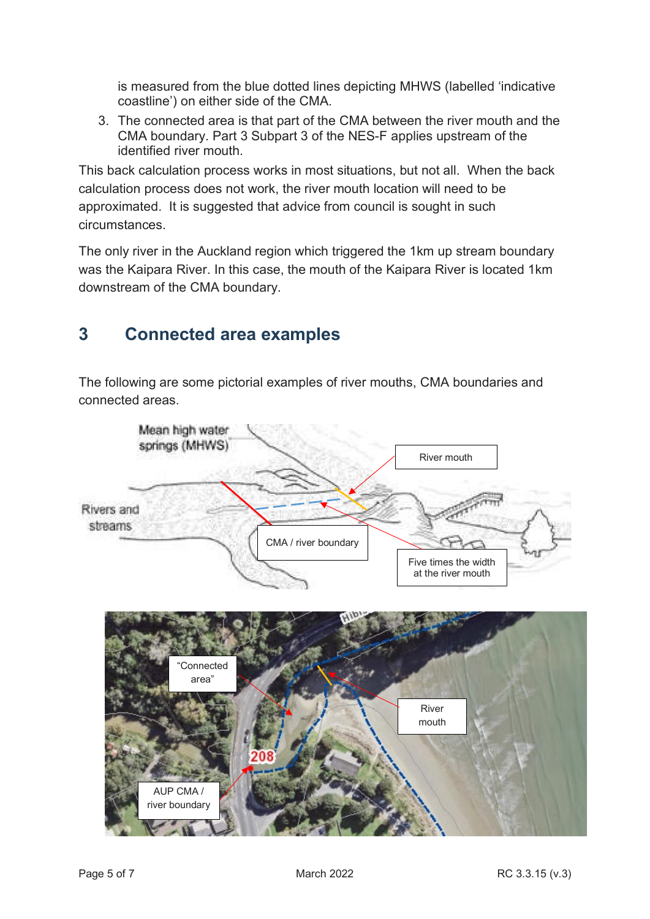is measured from the blue dotted lines depicting MHWS (labelled 'indicative coastline') on either side of the CMA.

3. The connected area is that part of the CMA between the river mouth and the CMA boundary. Part 3 Subpart 3 of the NES-F applies upstream of the identified river mouth.

This back calculation process works in most situations, but not all. When the back calculation process does not work, the river mouth location will need to be approximated. It is suggested that advice from council is sought in such circumstances.

The only river in the Auckland region which triggered the 1km up stream boundary was the Kaipara River. In this case, the mouth of the Kaipara River is located 1km downstream of the CMA boundary.

## 3 Connected area examples

The following are some pictorial examples of river mouths, CMA boundaries and connected areas.

Mean high water springs (MHWS)

River mouth

Rivers and streams

CMA / river boundary

Five times the width at the river mouth

"Connected area"

River mouth

AUP CMA / river boundary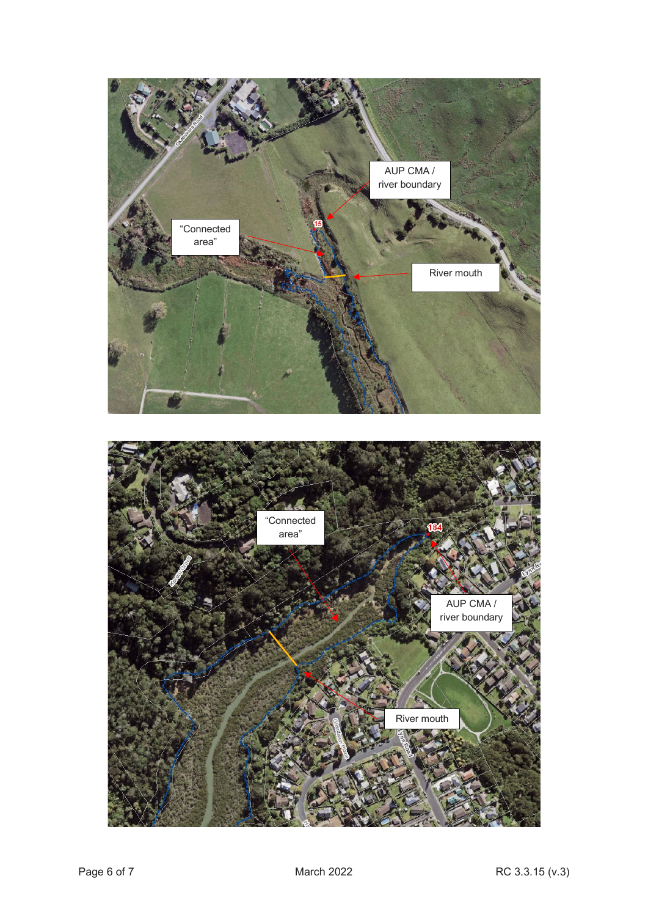AUP CMA / river boundary

"Connected area"

15

River mouth

"Connected area"

184

AUP CMA / river boundary

River mouth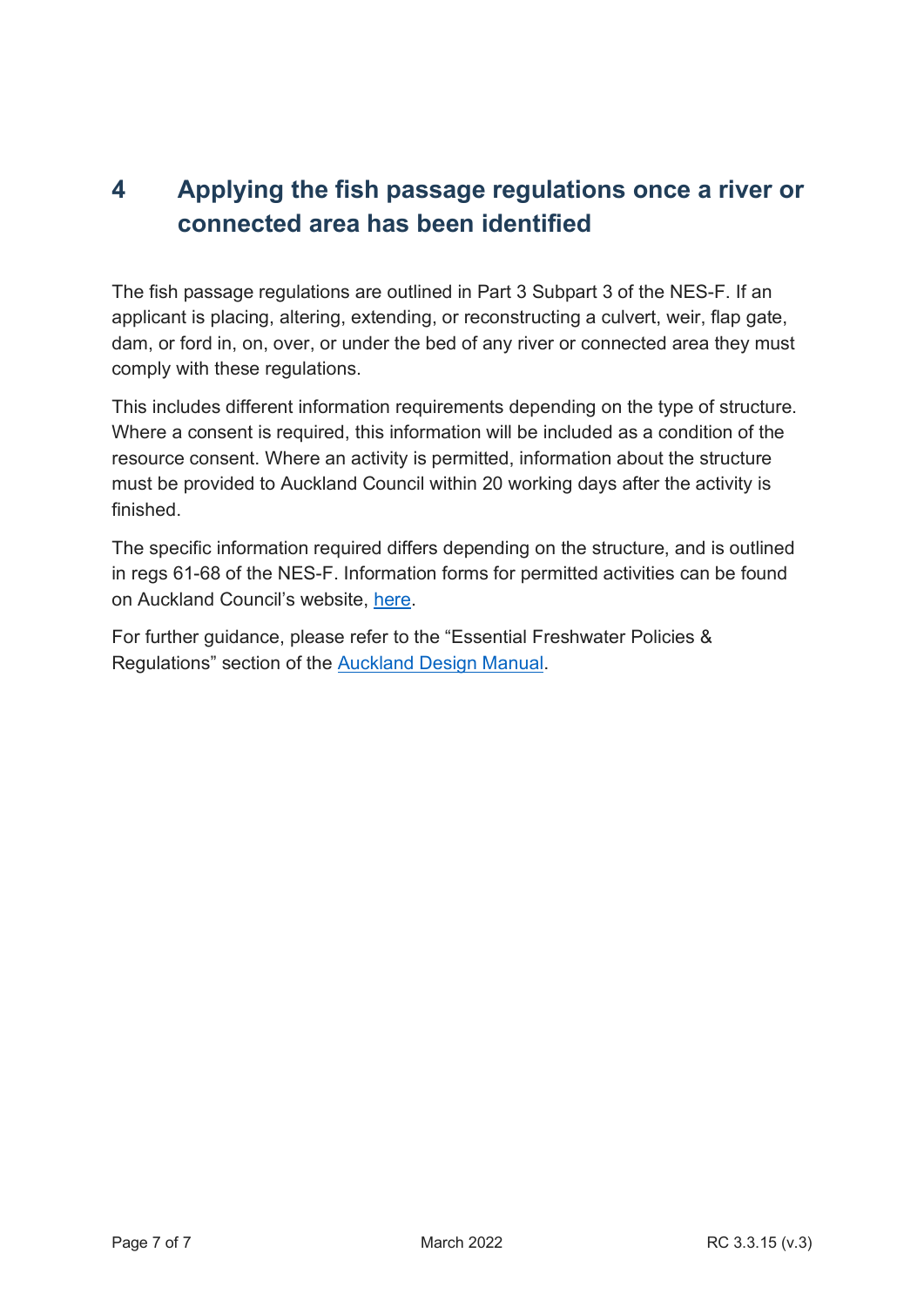## 4 Applying the fish passage regulations once a river or connected area has been identified

The fish passage regulations are outlined in Part 3 Subpart 3 of the NES-F. If an applicant is placing, altering, extending, or reconstructing a culvert, weir, flap gate, dam, or ford in, on, over, or under the bed of any river or connected area they must comply with these regulations.

This includes different information requirements depending on the type of structure. Where a consent is required, this information will be included as a condition of the resource consent. Where an activity is permitted, information about the structure must be provided to Auckland Council within 20 working days after the activity is finished.

The specific information required differs depending on the structure, and is outlined in regs 61-68 of the NES-F. Information forms for permitted activities can be found on Auckland Council's website, here.

For further guidance, please refer to the "Essential Freshwater Policies & Regulations" section of the Auckland Design Manual.